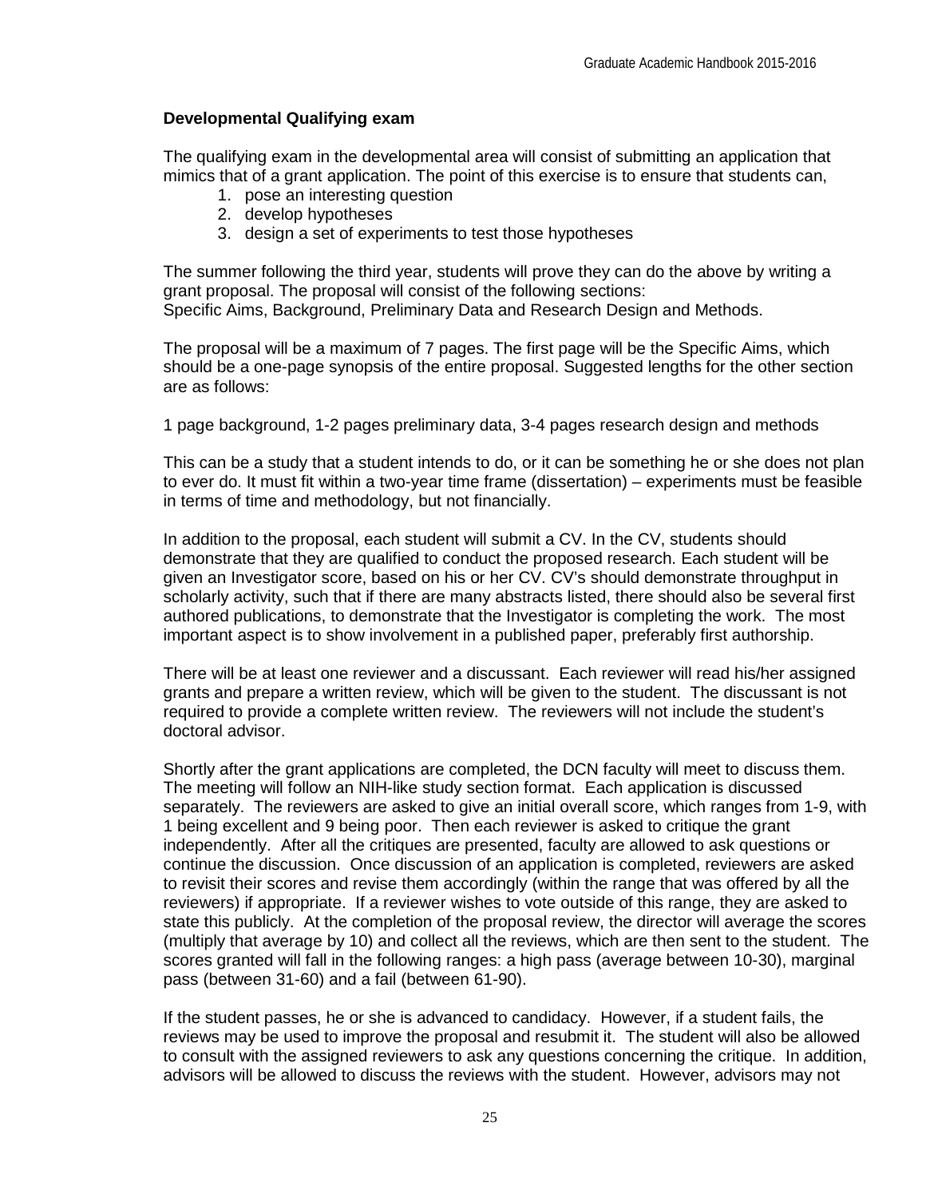## Developmental Qualifying exam

The qualifying exam in the developmental area will consist of submitting an application that mimics that of a grant application. The point of this exercise is to ensure that students can,

1. pose an interesting question
2. develop hypotheses
3. design a set of experiments to test those hypotheses

The summer following the third year, students will prove they can do the above by writing a grant proposal. The proposal will consist of the following sections:
Specific Aims, Background, Preliminary Data and Research Design and Methods.

The proposal will be a maximum of 7 pages. The first page will be the Specific Aims, which should be a one-page synopsis of the entire proposal. Suggested lengths for the other section are as follows:

1 page background, 1-2 pages preliminary data, 3-4 pages research design and methods

This can be a study that a student intends to do, or it can be something he or she does not plan to ever do. It must fit within a two-year time frame (dissertation) – experiments must be feasible in terms of time and methodology, but not financially.

In addition to the proposal, each student will submit a CV. In the CV, students should demonstrate that they are qualified to conduct the proposed research. Each student will be given an Investigator score, based on his or her CV. CV's should demonstrate throughput in scholarly activity, such that if there are many abstracts listed, there should also be several first authored publications, to demonstrate that the Investigator is completing the work. The most important aspect is to show involvement in a published paper, preferably first authorship.

There will be at least one reviewer and a discussant. Each reviewer will read his/her assigned grants and prepare a written review, which will be given to the student. The discussant is not required to provide a complete written review. The reviewers will not include the student's doctoral advisor.

Shortly after the grant applications are completed, the DCN faculty will meet to discuss them. The meeting will follow an NIH-like study section format. Each application is discussed separately. The reviewers are asked to give an initial overall score, which ranges from 1-9, with 1 being excellent and 9 being poor. Then each reviewer is asked to critique the grant independently. After all the critiques are presented, faculty are allowed to ask questions or continue the discussion. Once discussion of an application is completed, reviewers are asked to revisit their scores and revise them accordingly (within the range that was offered by all the reviewers) if appropriate. If a reviewer wishes to vote outside of this range, they are asked to state this publicly. At the completion of the proposal review, the director will average the scores (multiply that average by 10) and collect all the reviews, which are then sent to the student. The scores granted will fall in the following ranges: a high pass (average between 10-30), marginal pass (between 31-60) and a fail (between 61-90).

If the student passes, he or she is advanced to candidacy. However, if a student fails, the reviews may be used to improve the proposal and resubmit it. The student will also be allowed to consult with the assigned reviewers to ask any questions concerning the critique. In addition, advisors will be allowed to discuss the reviews with the student. However, advisors may not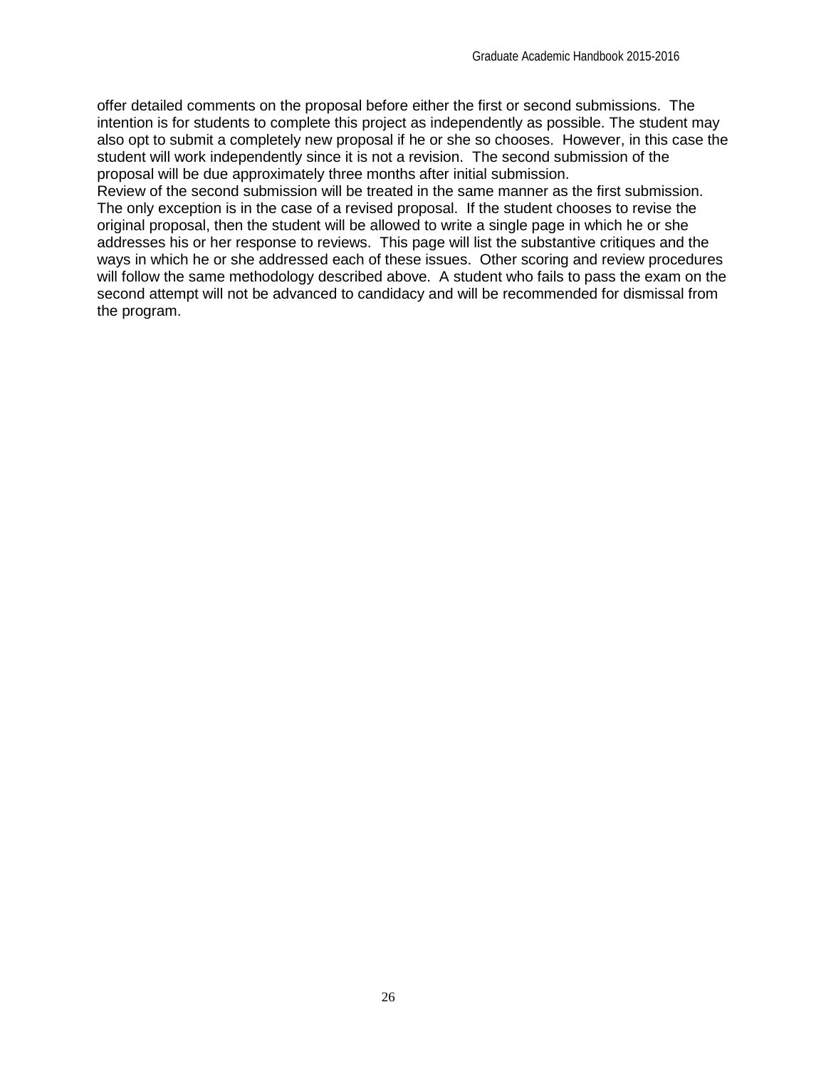offer detailed comments on the proposal before either the first or second submissions. The intention is for students to complete this project as independently as possible. The student may also opt to submit a completely new proposal if he or she so chooses. However, in this case the student will work independently since it is not a revision. The second submission of the proposal will be due approximately three months after initial submission.

Review of the second submission will be treated in the same manner as the first submission. The only exception is in the case of a revised proposal. If the student chooses to revise the original proposal, then the student will be allowed to write a single page in which he or she addresses his or her response to reviews. This page will list the substantive critiques and the ways in which he or she addressed each of these issues. Other scoring and review procedures will follow the same methodology described above. A student who fails to pass the exam on the second attempt will not be advanced to candidacy and will be recommended for dismissal from the program.